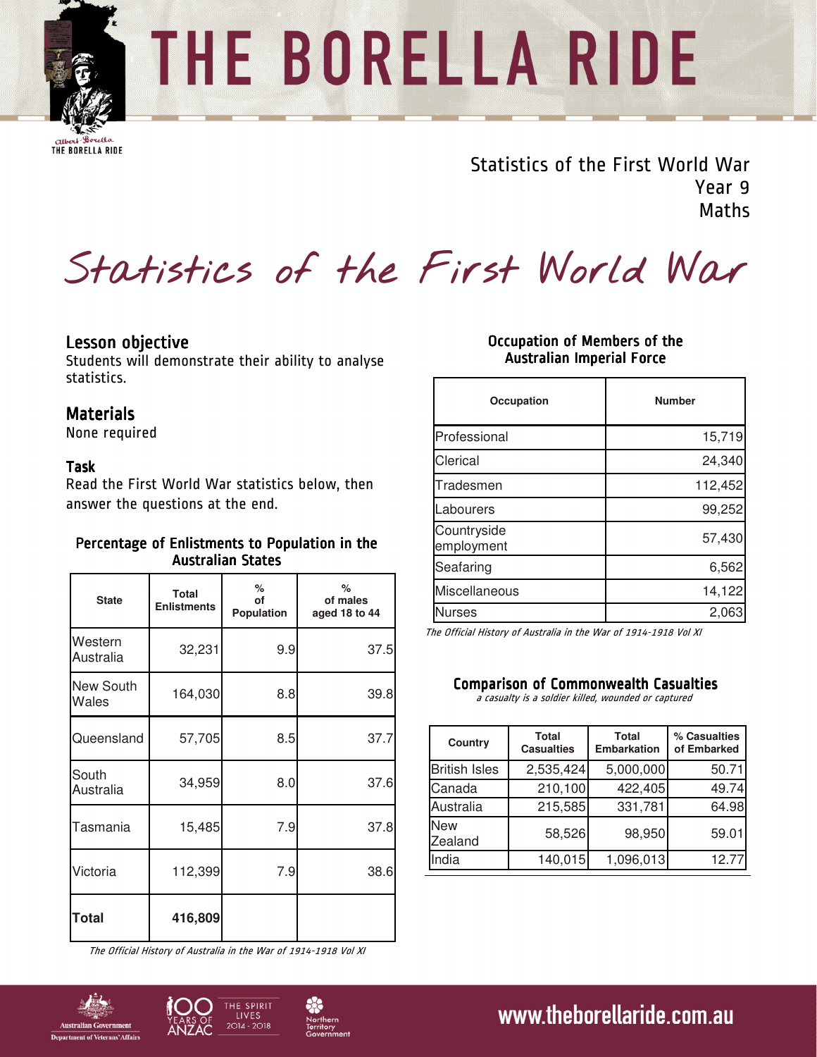# THE BORELLA RIDE

Statistics of the First World War
Year 9
Maths

# Statistics of the First World War

## Lesson objective

Students will demonstrate their ability to analyse statistics.

## Materials

None required

### Task

Read the First World War statistics below, then answer the questions at the end.

### Percentage of Enlistments to Population in the Australian States

| State | Total Enlistments | % of Population | % of males aged 18 to 44 |
|---|---|---|---|
| Western Australia | 32,231 | 9.9 | 37.5 |
| New South Wales | 164,030 | 8.8 | 39.8 |
| Queensland | 57,705 | 8.5 | 37.7 |
| South Australia | 34,959 | 8.0 | 37.6 |
| Tasmania | 15,485 | 7.9 | 37.8 |
| Victoria | 112,399 | 7.9 | 38.6 |
| **Total** | **416,809** | | |

*The Official History of Australia in the War of 1914-1918 Vol XI*

### Occupation of Members of the Australian Imperial Force

| Occupation | Number |
|---|---|
| Professional | 15,719 |
| Clerical | 24,340 |
| Tradesmen | 112,452 |
| Labourers | 99,252 |
| Countryside employment | 57,430 |
| Seafaring | 6,562 |
| Miscellaneous | 14,122 |
| Nurses | 2,063 |

*The Official History of Australia in the War of 1914-1918 Vol XI*

### Comparison of Commonwealth Casualties

*a casualty is a soldier killed, wounded or captured*

| Country | Total Casualties | Total Embarkation | % Casualties of Embarked |
|---|---|---|---|
| British Isles | 2,535,424 | 5,000,000 | 50.71 |
| Canada | 210,100 | 422,405 | 49.74 |
| Australia | 215,585 | 331,781 | 64.98 |
| New Zealand | 58,526 | 98,950 | 59.01 |
| India | 140,015 | 1,096,013 | 12.77 |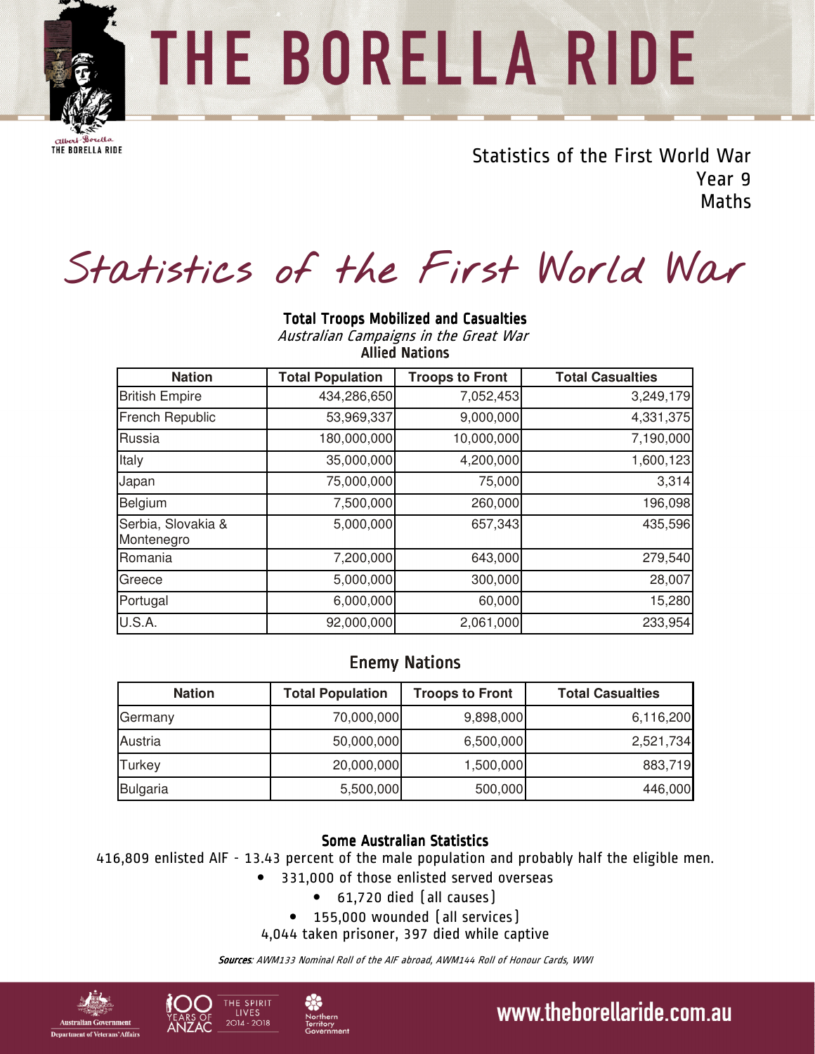Statistics of the First World War
Year 9
Maths

# Statistics of the First World War

## Total Troops Mobilized and Casualties

*Australian Campaigns in the Great War*

**Allied Nations**

| Nation | Total Population | Troops to Front | Total Casualties |
|---|---|---|---|
| British Empire | 434,286,650 | 7,052,453 | 3,249,179 |
| French Republic | 53,969,337 | 9,000,000 | 4,331,375 |
| Russia | 180,000,000 | 10,000,000 | 7,190,000 |
| Italy | 35,000,000 | 4,200,000 | 1,600,123 |
| Japan | 75,000,000 | 75,000 | 3,314 |
| Belgium | 7,500,000 | 260,000 | 196,098 |
| Serbia, Slovakia & Montenegro | 5,000,000 | 657,343 | 435,596 |
| Romania | 7,200,000 | 643,000 | 279,540 |
| Greece | 5,000,000 | 300,000 | 28,007 |
| Portugal | 6,000,000 | 60,000 | 15,280 |
| U.S.A. | 92,000,000 | 2,061,000 | 233,954 |

## Enemy Nations

| Nation | Total Population | Troops to Front | Total Casualties |
|---|---|---|---|
| Germany | 70,000,000 | 9,898,000 | 6,116,200 |
| Austria | 50,000,000 | 6,500,000 | 2,521,734 |
| Turkey | 20,000,000 | 1,500,000 | 883,719 |
| Bulgaria | 5,500,000 | 500,000 | 446,000 |

## Some Australian Statistics

416,809 enlisted AIF - 13.43 percent of the male population and probably half the eligible men.

- 331,000 of those enlisted served overseas
- 61,720 died (all causes)
- 155,000 wounded (all services)

4,044 taken prisoner, 397 died while captive

***Sources**: AWM133 Nominal Roll of the AIF abroad, AWM144 Roll of Honour Cards, WWI*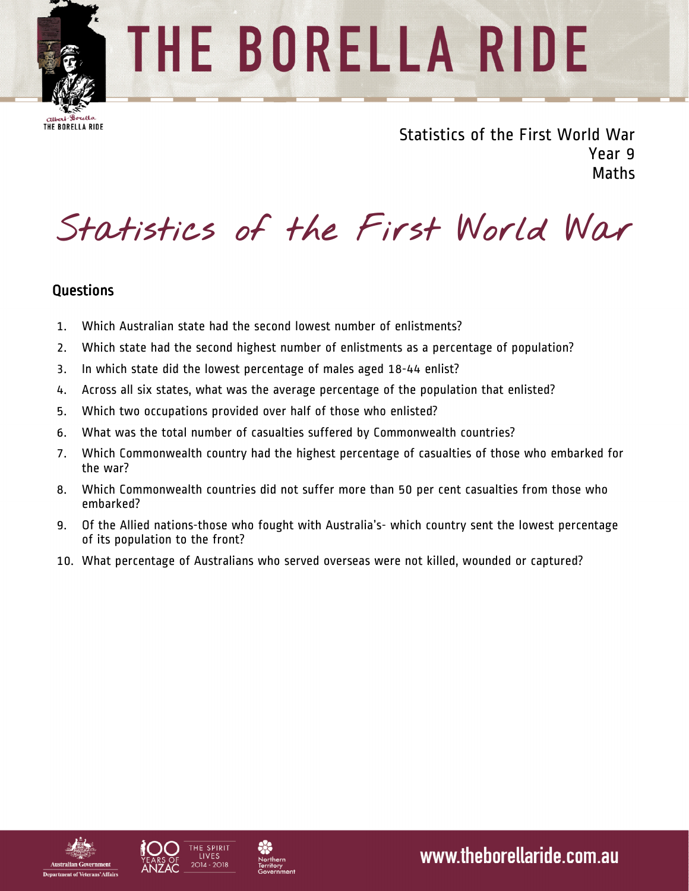# Statistics of the First World War

## Questions

1. Which Australian state had the second lowest number of enlistments?
2. Which state had the second highest number of enlistments as a percentage of population?
3. In which state did the lowest percentage of males aged 18-44 enlist?
4. Across all six states, what was the average percentage of the population that enlisted?
5. Which two occupations provided over half of those who enlisted?
6. What was the total number of casualties suffered by Commonwealth countries?
7. Which Commonwealth country had the highest percentage of casualties of those who embarked for the war?
8. Which Commonwealth countries did not suffer more than 50 per cent casualties from those who embarked?
9. Of the Allied nations-those who fought with Australia's- which country sent the lowest percentage of its population to the front?
10. What percentage of Australians who served overseas were not killed, wounded or captured?